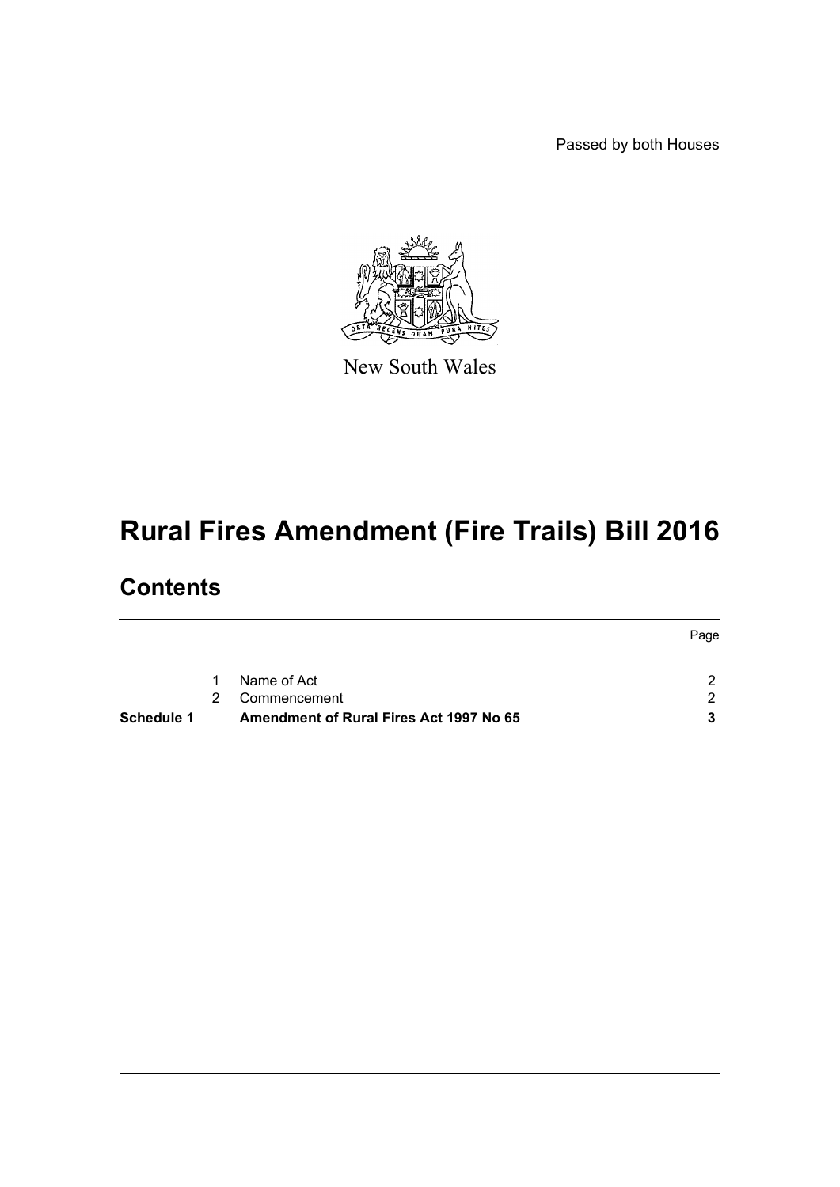Passed by both Houses

New South Wales

# Rural Fires Amendment (Fire Trails) Bill 2016

## Contents

| | | | Page |
|---|---|---|---|
| | 1 | Name of Act | 2 |
| | 2 | Commencement | 2 |
| **Schedule 1** | | **Amendment of Rural Fires Act 1997 No 65** | **3** |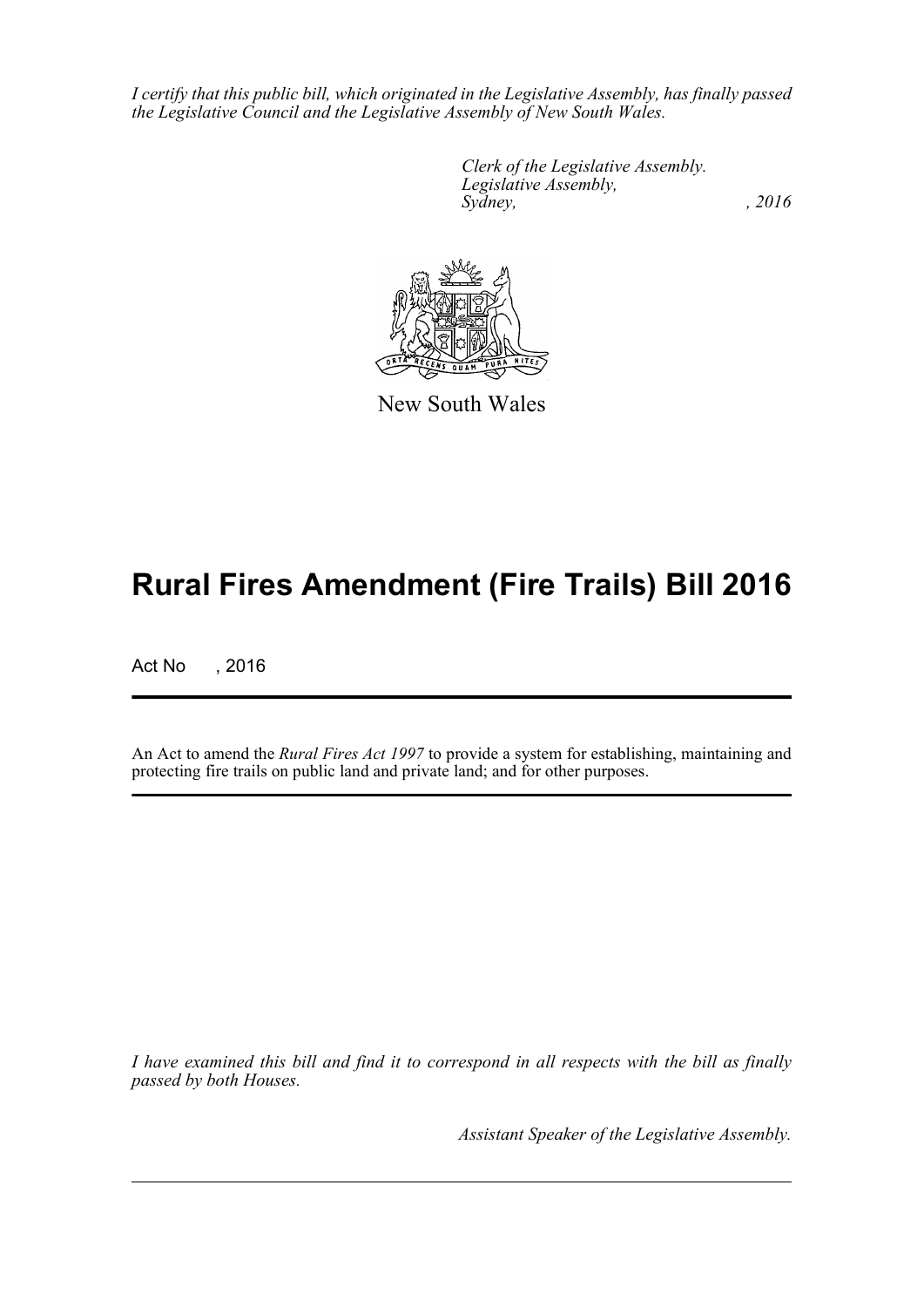*I certify that this public bill, which originated in the Legislative Assembly, has finally passed the Legislative Council and the Legislative Assembly of New South Wales.*

*Clerk of the Legislative Assembly.*
*Legislative Assembly,*
*Sydney, , 2016*

New South Wales

# Rural Fires Amendment (Fire Trails) Bill 2016

Act No , 2016

An Act to amend the *Rural Fires Act 1997* to provide a system for establishing, maintaining and protecting fire trails on public land and private land; and for other purposes.

*I have examined this bill and find it to correspond in all respects with the bill as finally passed by both Houses.*

*Assistant Speaker of the Legislative Assembly.*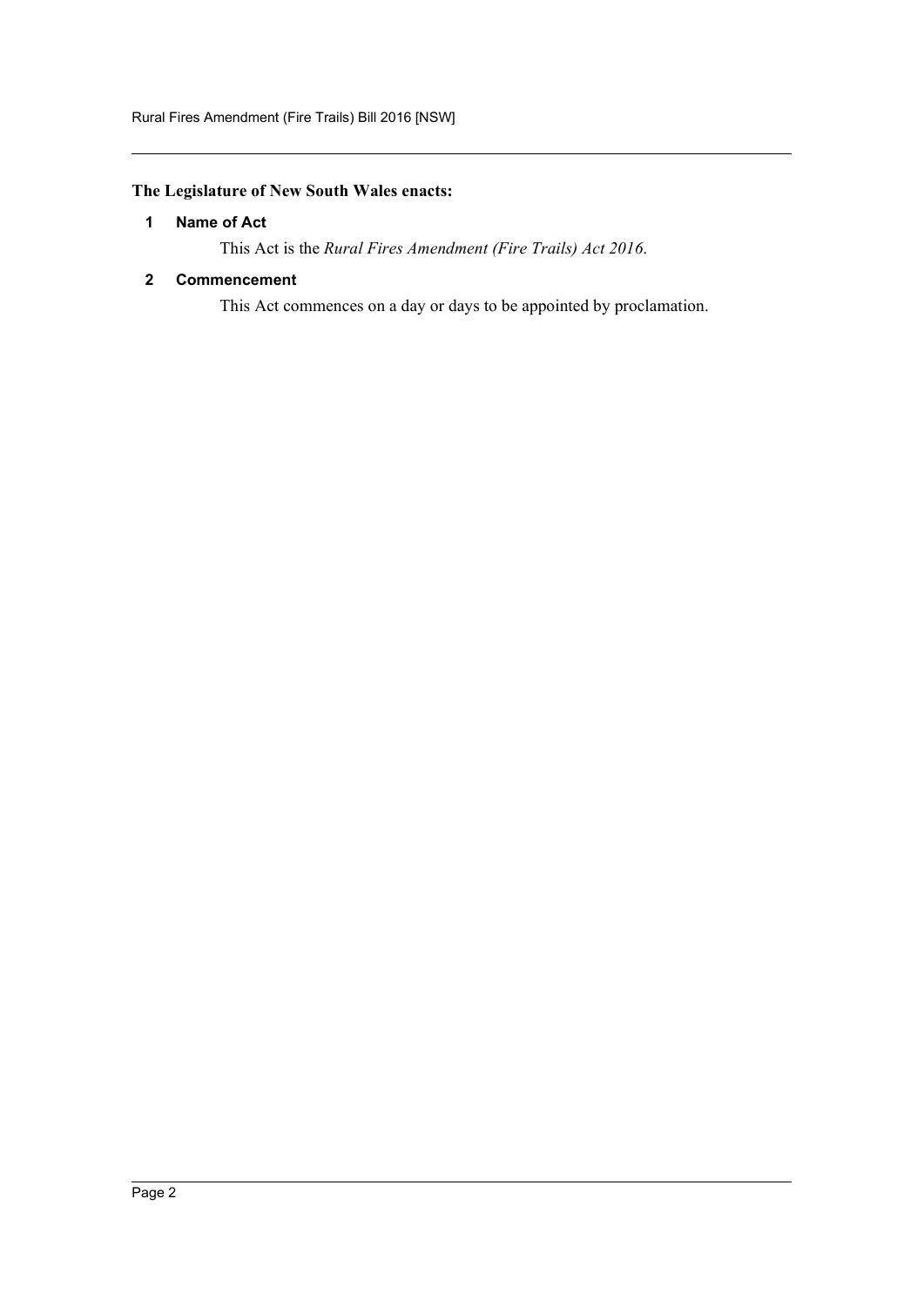**The Legislature of New South Wales enacts:**

### 1 Name of Act

This Act is the *Rural Fires Amendment (Fire Trails) Act 2016*.

### 2 Commencement

This Act commences on a day or days to be appointed by proclamation.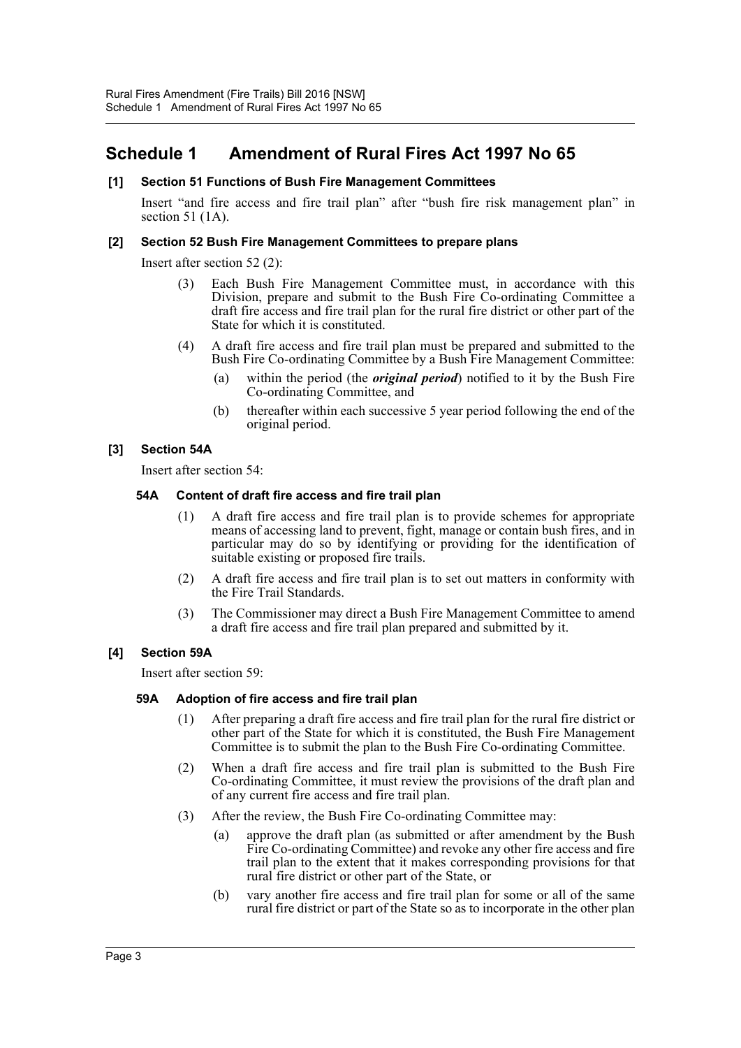## Schedule 1 Amendment of Rural Fires Act 1997 No 65

**[1] Section 51 Functions of Bush Fire Management Committees**

Insert "and fire access and fire trail plan" after "bush fire risk management plan" in section 51 (1A).

**[2] Section 52 Bush Fire Management Committees to prepare plans**

Insert after section 52 (2):

(3) Each Bush Fire Management Committee must, in accordance with this Division, prepare and submit to the Bush Fire Co-ordinating Committee a draft fire access and fire trail plan for the rural fire district or other part of the State for which it is constituted.

(4) A draft fire access and fire trail plan must be prepared and submitted to the Bush Fire Co-ordinating Committee by a Bush Fire Management Committee:

- (a) within the period (the ***original period***) notified to it by the Bush Fire Co-ordinating Committee, and
- (b) thereafter within each successive 5 year period following the end of the original period.

**[3] Section 54A**

Insert after section 54:

**54A Content of draft fire access and fire trail plan**

(1) A draft fire access and fire trail plan is to provide schemes for appropriate means of accessing land to prevent, fight, manage or contain bush fires, and in particular may do so by identifying or providing for the identification of suitable existing or proposed fire trails.

(2) A draft fire access and fire trail plan is to set out matters in conformity with the Fire Trail Standards.

(3) The Commissioner may direct a Bush Fire Management Committee to amend a draft fire access and fire trail plan prepared and submitted by it.

**[4] Section 59A**

Insert after section 59:

**59A Adoption of fire access and fire trail plan**

(1) After preparing a draft fire access and fire trail plan for the rural fire district or other part of the State for which it is constituted, the Bush Fire Management Committee is to submit the plan to the Bush Fire Co-ordinating Committee.

(2) When a draft fire access and fire trail plan is submitted to the Bush Fire Co-ordinating Committee, it must review the provisions of the draft plan and of any current fire access and fire trail plan.

(3) After the review, the Bush Fire Co-ordinating Committee may:

- (a) approve the draft plan (as submitted or after amendment by the Bush Fire Co-ordinating Committee) and revoke any other fire access and fire trail plan to the extent that it makes corresponding provisions for that rural fire district or other part of the State, or
- (b) vary another fire access and fire trail plan for some or all of the same rural fire district or part of the State so as to incorporate in the other plan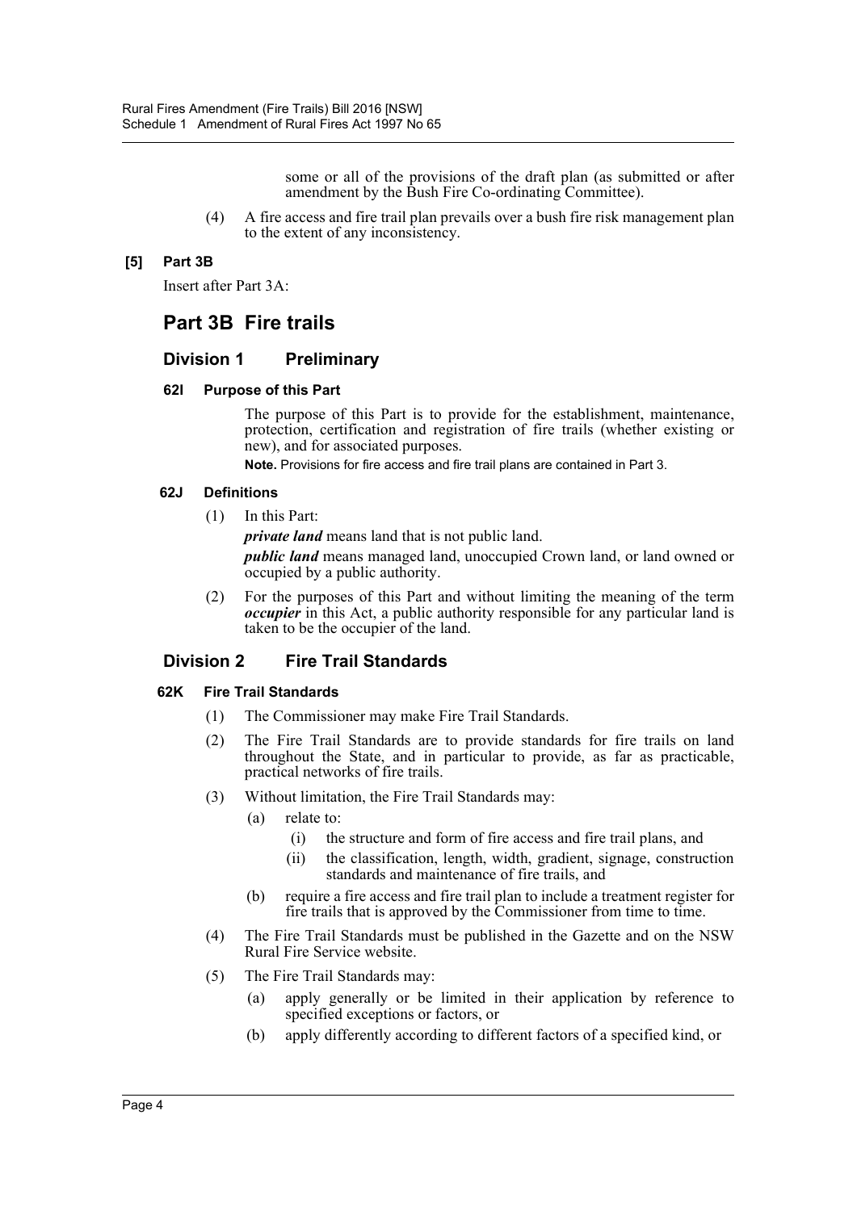some or all of the provisions of the draft plan (as submitted or after amendment by the Bush Fire Co-ordinating Committee).

(4) A fire access and fire trail plan prevails over a bush fire risk management plan to the extent of any inconsistency.

**[5] Part 3B**

Insert after Part 3A:

# Part 3B Fire trails

## Division 1 Preliminary

### 62I Purpose of this Part

The purpose of this Part is to provide for the establishment, maintenance, protection, certification and registration of fire trails (whether existing or new), and for associated purposes.

**Note.** Provisions for fire access and fire trail plans are contained in Part 3.

### 62J Definitions

(1) In this Part:

***private land*** means land that is not public land.

***public land*** means managed land, unoccupied Crown land, or land owned or occupied by a public authority.

(2) For the purposes of this Part and without limiting the meaning of the term ***occupier*** in this Act, a public authority responsible for any particular land is taken to be the occupier of the land.

## Division 2 Fire Trail Standards

### 62K Fire Trail Standards

(1) The Commissioner may make Fire Trail Standards.

(2) The Fire Trail Standards are to provide standards for fire trails on land throughout the State, and in particular to provide, as far as practicable, practical networks of fire trails.

(3) Without limitation, the Fire Trail Standards may:

- (a) relate to:
  - (i) the structure and form of fire access and fire trail plans, and
  - (ii) the classification, length, width, gradient, signage, construction standards and maintenance of fire trails, and
- (b) require a fire access and fire trail plan to include a treatment register for fire trails that is approved by the Commissioner from time to time.

(4) The Fire Trail Standards must be published in the Gazette and on the NSW Rural Fire Service website.

(5) The Fire Trail Standards may:

- (a) apply generally or be limited in their application by reference to specified exceptions or factors, or
- (b) apply differently according to different factors of a specified kind, or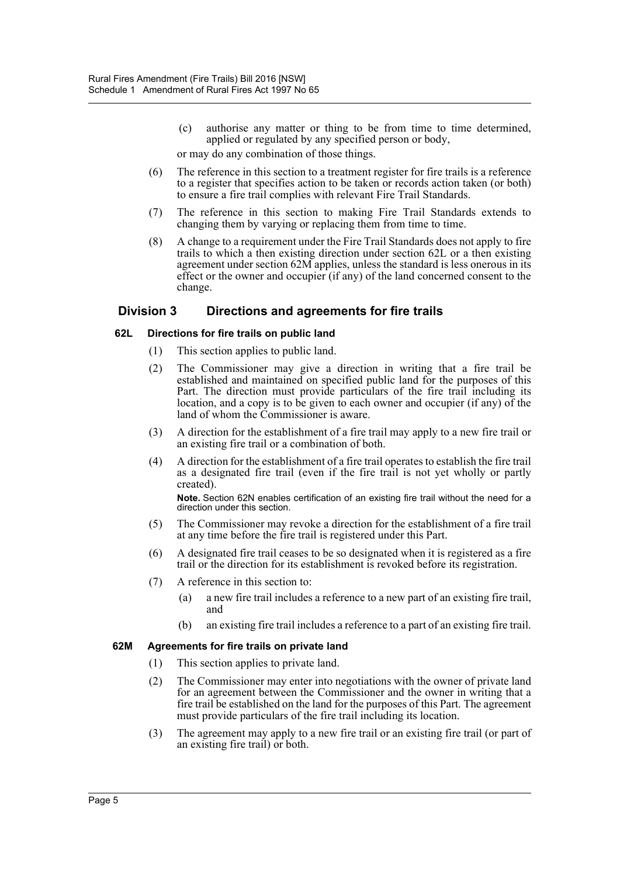(c) authorise any matter or thing to be from time to time determined, applied or regulated by any specified person or body,

or may do any combination of those things.

(6) The reference in this section to a treatment register for fire trails is a reference to a register that specifies action to be taken or records action taken (or both) to ensure a fire trail complies with relevant Fire Trail Standards.

(7) The reference in this section to making Fire Trail Standards extends to changing them by varying or replacing them from time to time.

(8) A change to a requirement under the Fire Trail Standards does not apply to fire trails to which a then existing direction under section 62L or a then existing agreement under section 62M applies, unless the standard is less onerous in its effect or the owner and occupier (if any) of the land concerned consent to the change.

## Division 3 Directions and agreements for fire trails

### 62L Directions for fire trails on public land

(1) This section applies to public land.

(2) The Commissioner may give a direction in writing that a fire trail be established and maintained on specified public land for the purposes of this Part. The direction must provide particulars of the fire trail including its location, and a copy is to be given to each owner and occupier (if any) of the land of whom the Commissioner is aware.

(3) A direction for the establishment of a fire trail may apply to a new fire trail or an existing fire trail or a combination of both.

(4) A direction for the establishment of a fire trail operates to establish the fire trail as a designated fire trail (even if the fire trail is not yet wholly or partly created).

**Note.** Section 62N enables certification of an existing fire trail without the need for a direction under this section.

(5) The Commissioner may revoke a direction for the establishment of a fire trail at any time before the fire trail is registered under this Part.

(6) A designated fire trail ceases to be so designated when it is registered as a fire trail or the direction for its establishment is revoked before its registration.

(7) A reference in this section to:

(a) a new fire trail includes a reference to a new part of an existing fire trail, and

(b) an existing fire trail includes a reference to a part of an existing fire trail.

### 62M Agreements for fire trails on private land

(1) This section applies to private land.

(2) The Commissioner may enter into negotiations with the owner of private land for an agreement between the Commissioner and the owner in writing that a fire trail be established on the land for the purposes of this Part. The agreement must provide particulars of the fire trail including its location.

(3) The agreement may apply to a new fire trail or an existing fire trail (or part of an existing fire trail) or both.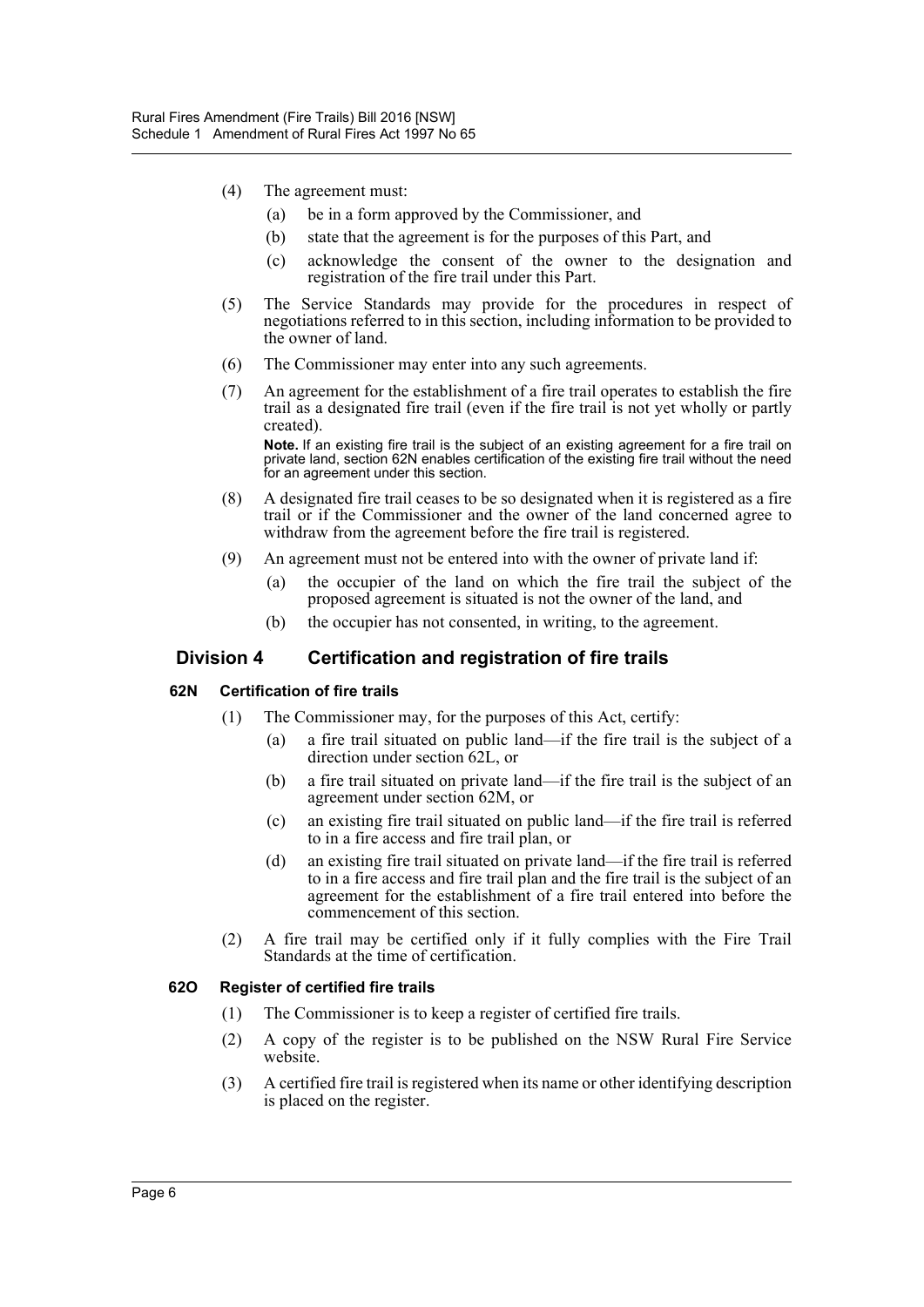(4) The agreement must:

(a) be in a form approved by the Commissioner, and

(b) state that the agreement is for the purposes of this Part, and

(c) acknowledge the consent of the owner to the designation and registration of the fire trail under this Part.

(5) The Service Standards may provide for the procedures in respect of negotiations referred to in this section, including information to be provided to the owner of land.

(6) The Commissioner may enter into any such agreements.

(7) An agreement for the establishment of a fire trail operates to establish the fire trail as a designated fire trail (even if the fire trail is not yet wholly or partly created).

**Note.** If an existing fire trail is the subject of an existing agreement for a fire trail on private land, section 62N enables certification of the existing fire trail without the need for an agreement under this section.

(8) A designated fire trail ceases to be so designated when it is registered as a fire trail or if the Commissioner and the owner of the land concerned agree to withdraw from the agreement before the fire trail is registered.

(9) An agreement must not be entered into with the owner of private land if:

(a) the occupier of the land on which the fire trail the subject of the proposed agreement is situated is not the owner of the land, and

(b) the occupier has not consented, in writing, to the agreement.

## Division 4 Certification and registration of fire trails

### 62N Certification of fire trails

(1) The Commissioner may, for the purposes of this Act, certify:

(a) a fire trail situated on public land—if the fire trail is the subject of a direction under section 62L, or

(b) a fire trail situated on private land—if the fire trail is the subject of an agreement under section 62M, or

(c) an existing fire trail situated on public land—if the fire trail is referred to in a fire access and fire trail plan, or

(d) an existing fire trail situated on private land—if the fire trail is referred to in a fire access and fire trail plan and the fire trail is the subject of an agreement for the establishment of a fire trail entered into before the commencement of this section.

(2) A fire trail may be certified only if it fully complies with the Fire Trail Standards at the time of certification.

### 62O Register of certified fire trails

(1) The Commissioner is to keep a register of certified fire trails.

(2) A copy of the register is to be published on the NSW Rural Fire Service website.

(3) A certified fire trail is registered when its name or other identifying description is placed on the register.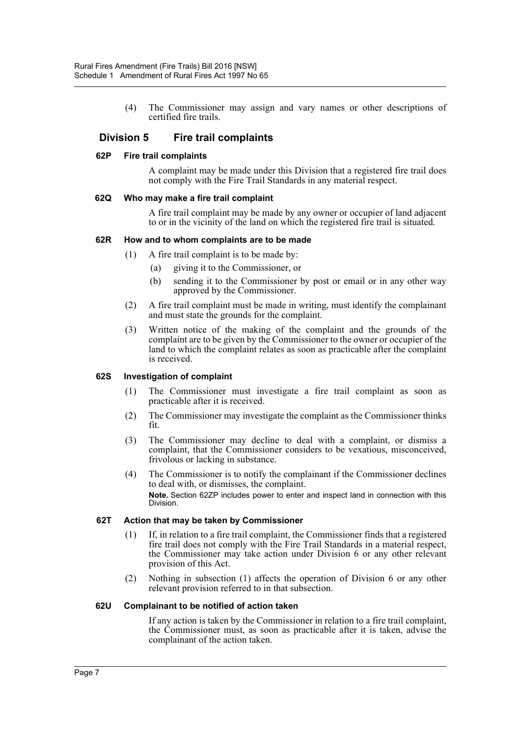(4) The Commissioner may assign and vary names or other descriptions of certified fire trails.

## Division 5 Fire trail complaints

### 62P Fire trail complaints

A complaint may be made under this Division that a registered fire trail does not comply with the Fire Trail Standards in any material respect.

### 62Q Who may make a fire trail complaint

A fire trail complaint may be made by any owner or occupier of land adjacent to or in the vicinity of the land on which the registered fire trail is situated.

### 62R How and to whom complaints are to be made

(1) A fire trail complaint is to be made by:

(a) giving it to the Commissioner, or

(b) sending it to the Commissioner by post or email or in any other way approved by the Commissioner.

(2) A fire trail complaint must be made in writing, must identify the complainant and must state the grounds for the complaint.

(3) Written notice of the making of the complaint and the grounds of the complaint are to be given by the Commissioner to the owner or occupier of the land to which the complaint relates as soon as practicable after the complaint is received.

### 62S Investigation of complaint

(1) The Commissioner must investigate a fire trail complaint as soon as practicable after it is received.

(2) The Commissioner may investigate the complaint as the Commissioner thinks fit.

(3) The Commissioner may decline to deal with a complaint, or dismiss a complaint, that the Commissioner considers to be vexatious, misconceived, frivolous or lacking in substance.

(4) The Commissioner is to notify the complainant if the Commissioner declines to deal with, or dismisses, the complaint.

**Note.** Section 62ZP includes power to enter and inspect land in connection with this Division.

### 62T Action that may be taken by Commissioner

(1) If, in relation to a fire trail complaint, the Commissioner finds that a registered fire trail does not comply with the Fire Trail Standards in a material respect, the Commissioner may take action under Division 6 or any other relevant provision of this Act.

(2) Nothing in subsection (1) affects the operation of Division 6 or any other relevant provision referred to in that subsection.

### 62U Complainant to be notified of action taken

If any action is taken by the Commissioner in relation to a fire trail complaint, the Commissioner must, as soon as practicable after it is taken, advise the complainant of the action taken.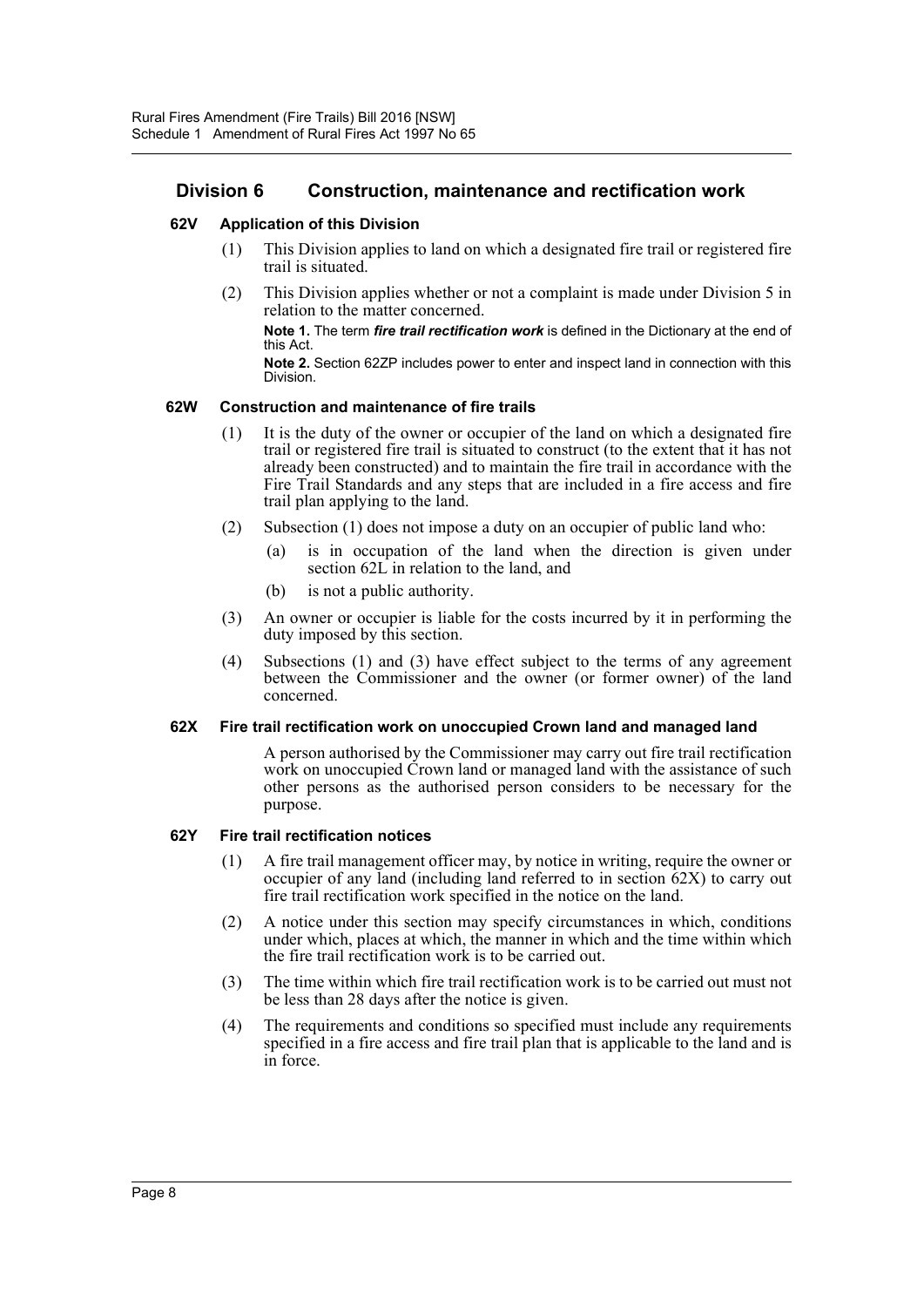## Division 6 Construction, maintenance and rectification work

### 62V Application of this Division

(1) This Division applies to land on which a designated fire trail or registered fire trail is situated.

(2) This Division applies whether or not a complaint is made under Division 5 in relation to the matter concerned.

**Note 1.** The term ***fire trail rectification work*** is defined in the Dictionary at the end of this Act.

**Note 2.** Section 62ZP includes power to enter and inspect land in connection with this Division.

### 62W Construction and maintenance of fire trails

(1) It is the duty of the owner or occupier of the land on which a designated fire trail or registered fire trail is situated to construct (to the extent that it has not already been constructed) and to maintain the fire trail in accordance with the Fire Trail Standards and any steps that are included in a fire access and fire trail plan applying to the land.

(2) Subsection (1) does not impose a duty on an occupier of public land who:

(a) is in occupation of the land when the direction is given under section 62L in relation to the land, and

(b) is not a public authority.

(3) An owner or occupier is liable for the costs incurred by it in performing the duty imposed by this section.

(4) Subsections (1) and (3) have effect subject to the terms of any agreement between the Commissioner and the owner (or former owner) of the land concerned.

### 62X Fire trail rectification work on unoccupied Crown land and managed land

A person authorised by the Commissioner may carry out fire trail rectification work on unoccupied Crown land or managed land with the assistance of such other persons as the authorised person considers to be necessary for the purpose.

### 62Y Fire trail rectification notices

(1) A fire trail management officer may, by notice in writing, require the owner or occupier of any land (including land referred to in section 62X) to carry out fire trail rectification work specified in the notice on the land.

(2) A notice under this section may specify circumstances in which, conditions under which, places at which, the manner in which and the time within which the fire trail rectification work is to be carried out.

(3) The time within which fire trail rectification work is to be carried out must not be less than 28 days after the notice is given.

(4) The requirements and conditions so specified must include any requirements specified in a fire access and fire trail plan that is applicable to the land and is in force.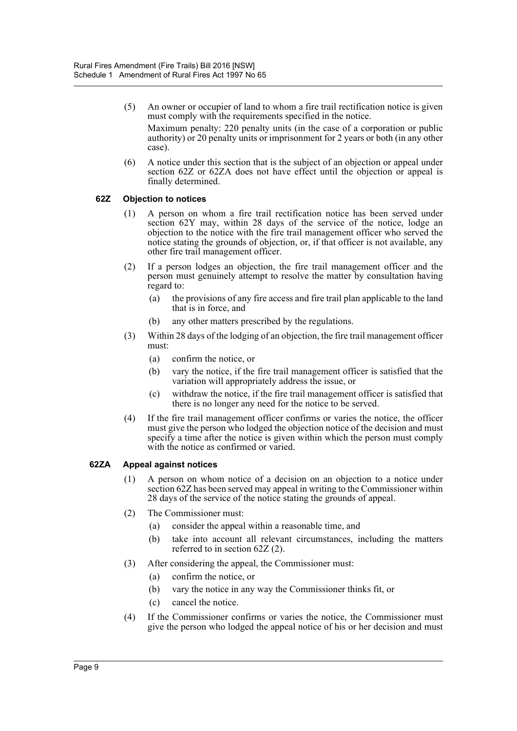(5) An owner or occupier of land to whom a fire trail rectification notice is given must comply with the requirements specified in the notice.

Maximum penalty: 220 penalty units (in the case of a corporation or public authority) or 20 penalty units or imprisonment for 2 years or both (in any other case).

(6) A notice under this section that is the subject of an objection or appeal under section 62Z or 62ZA does not have effect until the objection or appeal is finally determined.

### 62Z Objection to notices

(1) A person on whom a fire trail rectification notice has been served under section 62Y may, within 28 days of the service of the notice, lodge an objection to the notice with the fire trail management officer who served the notice stating the grounds of objection, or, if that officer is not available, any other fire trail management officer.

(2) If a person lodges an objection, the fire trail management officer and the person must genuinely attempt to resolve the matter by consultation having regard to:

(a) the provisions of any fire access and fire trail plan applicable to the land that is in force, and

(b) any other matters prescribed by the regulations.

(3) Within 28 days of the lodging of an objection, the fire trail management officer must:

(a) confirm the notice, or

(b) vary the notice, if the fire trail management officer is satisfied that the variation will appropriately address the issue, or

(c) withdraw the notice, if the fire trail management officer is satisfied that there is no longer any need for the notice to be served.

(4) If the fire trail management officer confirms or varies the notice, the officer must give the person who lodged the objection notice of the decision and must specify a time after the notice is given within which the person must comply with the notice as confirmed or varied.

### 62ZA Appeal against notices

(1) A person on whom notice of a decision on an objection to a notice under section 62Z has been served may appeal in writing to the Commissioner within 28 days of the service of the notice stating the grounds of appeal.

(2) The Commissioner must:

(a) consider the appeal within a reasonable time, and

(b) take into account all relevant circumstances, including the matters referred to in section 62Z (2).

(3) After considering the appeal, the Commissioner must:

(a) confirm the notice, or

(b) vary the notice in any way the Commissioner thinks fit, or

(c) cancel the notice.

(4) If the Commissioner confirms or varies the notice, the Commissioner must give the person who lodged the appeal notice of his or her decision and must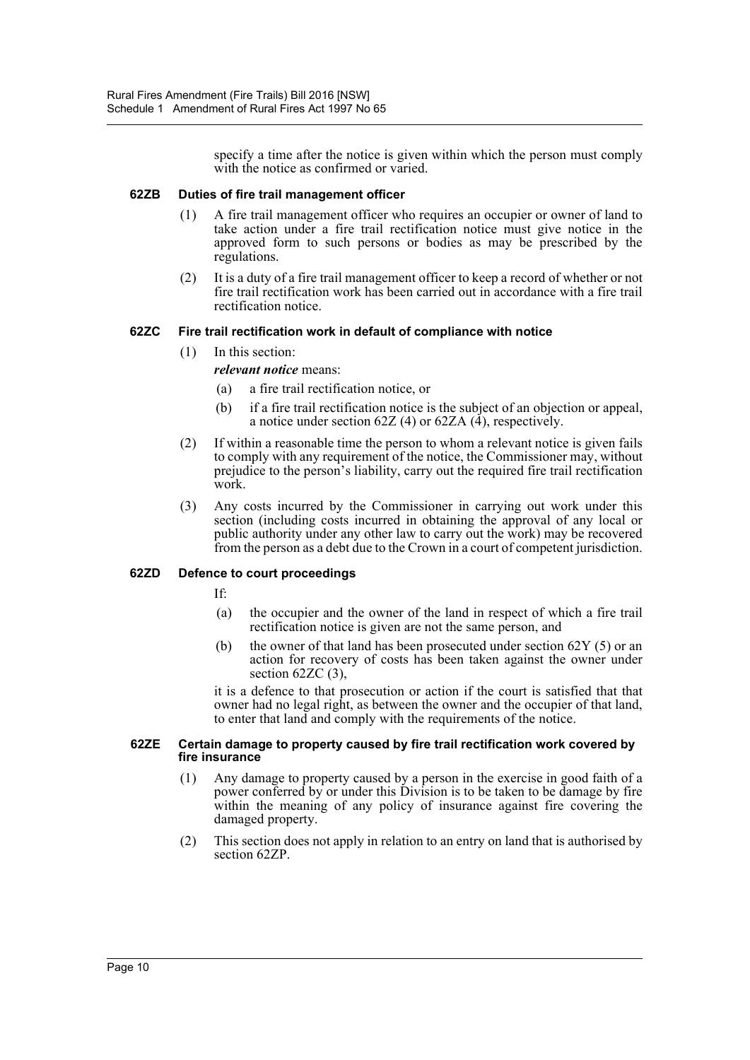specify a time after the notice is given within which the person must comply with the notice as confirmed or varied.

### 62ZB Duties of fire trail management officer

(1) A fire trail management officer who requires an occupier or owner of land to take action under a fire trail rectification notice must give notice in the approved form to such persons or bodies as may be prescribed by the regulations.

(2) It is a duty of a fire trail management officer to keep a record of whether or not fire trail rectification work has been carried out in accordance with a fire trail rectification notice.

### 62ZC Fire trail rectification work in default of compliance with notice

(1) In this section:

***relevant notice*** means:

(a) a fire trail rectification notice, or

(b) if a fire trail rectification notice is the subject of an objection or appeal, a notice under section 62Z (4) or 62ZA (4), respectively.

(2) If within a reasonable time the person to whom a relevant notice is given fails to comply with any requirement of the notice, the Commissioner may, without prejudice to the person's liability, carry out the required fire trail rectification work.

(3) Any costs incurred by the Commissioner in carrying out work under this section (including costs incurred in obtaining the approval of any local or public authority under any other law to carry out the work) may be recovered from the person as a debt due to the Crown in a court of competent jurisdiction.

### 62ZD Defence to court proceedings

If:

(a) the occupier and the owner of the land in respect of which a fire trail rectification notice is given are not the same person, and

(b) the owner of that land has been prosecuted under section 62Y (5) or an action for recovery of costs has been taken against the owner under section 62ZC (3),

it is a defence to that prosecution or action if the court is satisfied that that owner had no legal right, as between the owner and the occupier of that land, to enter that land and comply with the requirements of the notice.

### 62ZE Certain damage to property caused by fire trail rectification work covered by fire insurance

(1) Any damage to property caused by a person in the exercise in good faith of a power conferred by or under this Division is to be taken to be damage by fire within the meaning of any policy of insurance against fire covering the damaged property.

(2) This section does not apply in relation to an entry on land that is authorised by section 62ZP.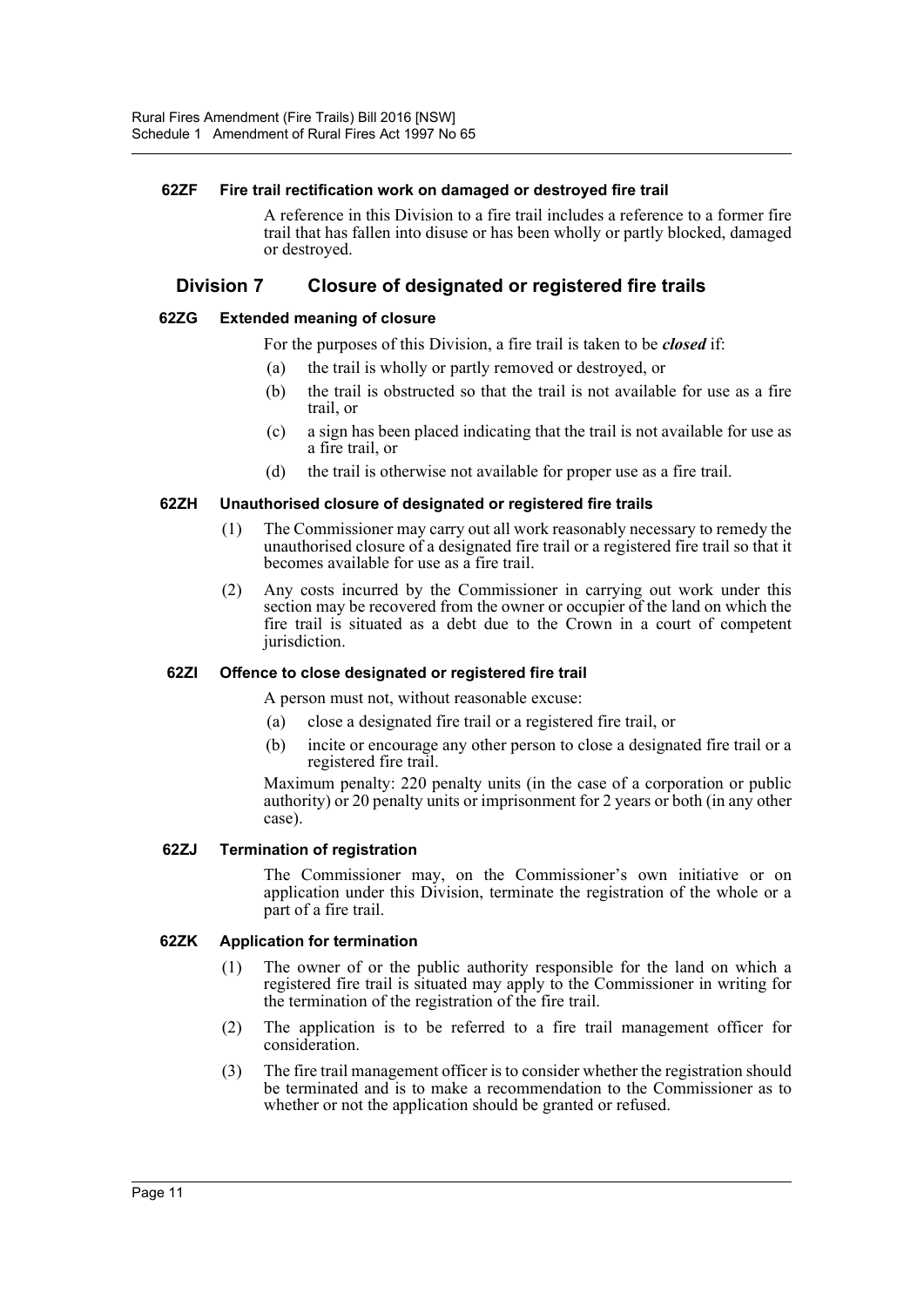#### 62ZF Fire trail rectification work on damaged or destroyed fire trail

A reference in this Division to a fire trail includes a reference to a former fire trail that has fallen into disuse or has been wholly or partly blocked, damaged or destroyed.

### Division 7 Closure of designated or registered fire trails

#### 62ZG Extended meaning of closure

For the purposes of this Division, a fire trail is taken to be ***closed*** if:

(a) the trail is wholly or partly removed or destroyed, or

(b) the trail is obstructed so that the trail is not available for use as a fire trail, or

(c) a sign has been placed indicating that the trail is not available for use as a fire trail, or

(d) the trail is otherwise not available for proper use as a fire trail.

#### 62ZH Unauthorised closure of designated or registered fire trails

(1) The Commissioner may carry out all work reasonably necessary to remedy the unauthorised closure of a designated fire trail or a registered fire trail so that it becomes available for use as a fire trail.

(2) Any costs incurred by the Commissioner in carrying out work under this section may be recovered from the owner or occupier of the land on which the fire trail is situated as a debt due to the Crown in a court of competent jurisdiction.

#### 62ZI Offence to close designated or registered fire trail

A person must not, without reasonable excuse:

(a) close a designated fire trail or a registered fire trail, or

(b) incite or encourage any other person to close a designated fire trail or a registered fire trail.

Maximum penalty: 220 penalty units (in the case of a corporation or public authority) or 20 penalty units or imprisonment for 2 years or both (in any other case).

#### 62ZJ Termination of registration

The Commissioner may, on the Commissioner's own initiative or on application under this Division, terminate the registration of the whole or a part of a fire trail.

#### 62ZK Application for termination

(1) The owner of or the public authority responsible for the land on which a registered fire trail is situated may apply to the Commissioner in writing for the termination of the registration of the fire trail.

(2) The application is to be referred to a fire trail management officer for consideration.

(3) The fire trail management officer is to consider whether the registration should be terminated and is to make a recommendation to the Commissioner as to whether or not the application should be granted or refused.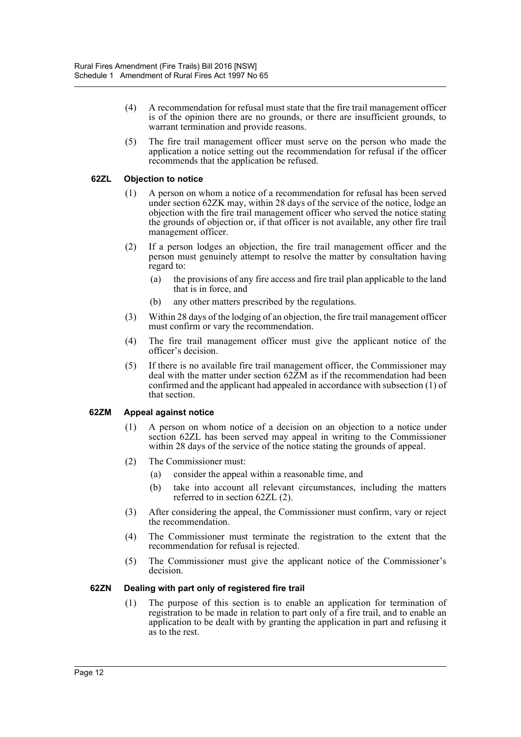(4) A recommendation for refusal must state that the fire trail management officer is of the opinion there are no grounds, or there are insufficient grounds, to warrant termination and provide reasons.

(5) The fire trail management officer must serve on the person who made the application a notice setting out the recommendation for refusal if the officer recommends that the application be refused.

### 62ZL Objection to notice

(1) A person on whom a notice of a recommendation for refusal has been served under section 62ZK may, within 28 days of the service of the notice, lodge an objection with the fire trail management officer who served the notice stating the grounds of objection or, if that officer is not available, any other fire trail management officer.

(2) If a person lodges an objection, the fire trail management officer and the person must genuinely attempt to resolve the matter by consultation having regard to:

- (a) the provisions of any fire access and fire trail plan applicable to the land that is in force, and
- (b) any other matters prescribed by the regulations.

(3) Within 28 days of the lodging of an objection, the fire trail management officer must confirm or vary the recommendation.

(4) The fire trail management officer must give the applicant notice of the officer's decision.

(5) If there is no available fire trail management officer, the Commissioner may deal with the matter under section 62ZM as if the recommendation had been confirmed and the applicant had appealed in accordance with subsection (1) of that section.

### 62ZM Appeal against notice

(1) A person on whom notice of a decision on an objection to a notice under section 62ZL has been served may appeal in writing to the Commissioner within 28 days of the service of the notice stating the grounds of appeal.

(2) The Commissioner must:

- (a) consider the appeal within a reasonable time, and
- (b) take into account all relevant circumstances, including the matters referred to in section 62ZL (2).

(3) After considering the appeal, the Commissioner must confirm, vary or reject the recommendation.

(4) The Commissioner must terminate the registration to the extent that the recommendation for refusal is rejected.

(5) The Commissioner must give the applicant notice of the Commissioner's decision.

### 62ZN Dealing with part only of registered fire trail

(1) The purpose of this section is to enable an application for termination of registration to be made in relation to part only of a fire trail, and to enable an application to be dealt with by granting the application in part and refusing it as to the rest.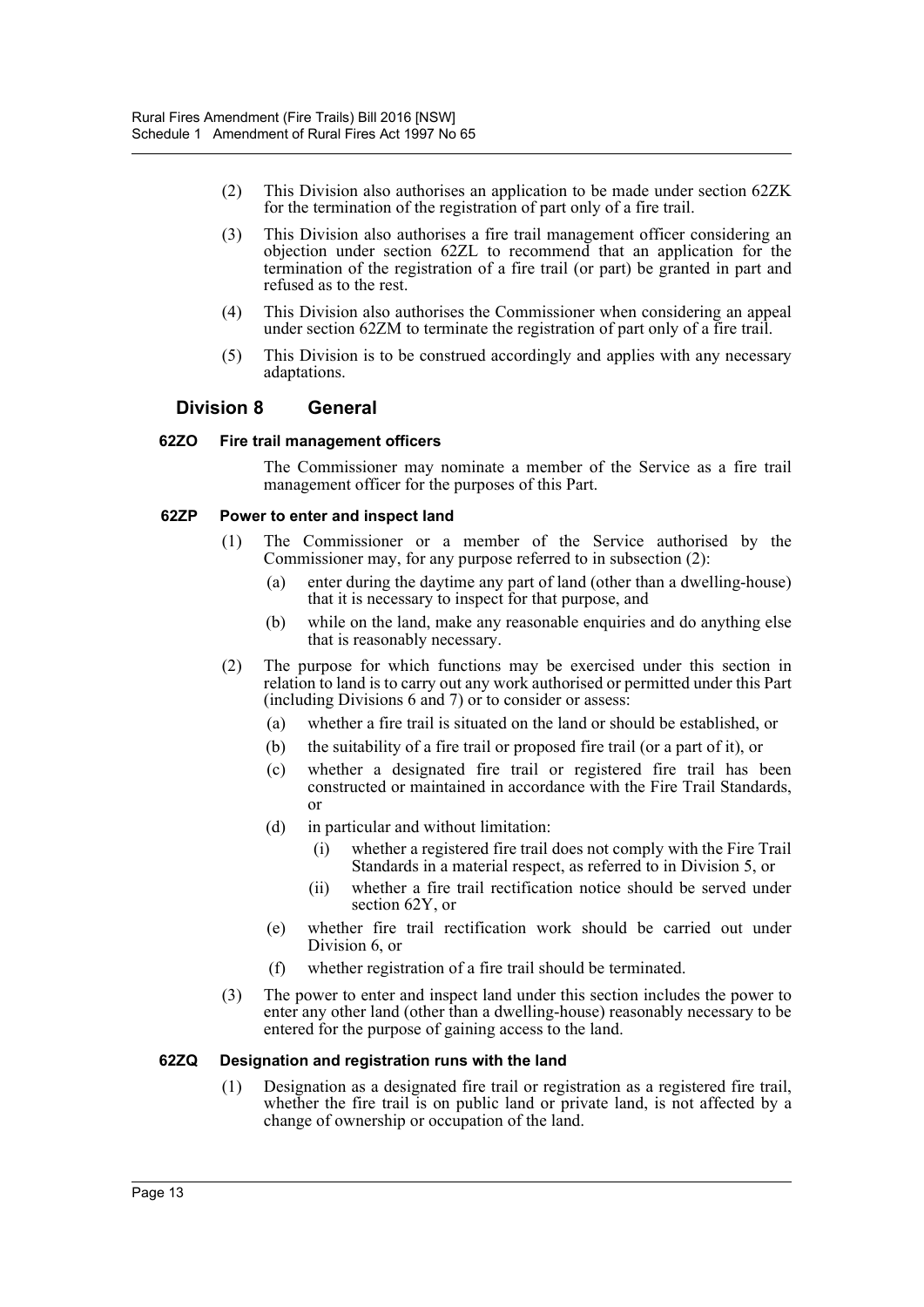(2) This Division also authorises an application to be made under section 62ZK for the termination of the registration of part only of a fire trail.

(3) This Division also authorises a fire trail management officer considering an objection under section 62ZL to recommend that an application for the termination of the registration of a fire trail (or part) be granted in part and refused as to the rest.

(4) This Division also authorises the Commissioner when considering an appeal under section 62ZM to terminate the registration of part only of a fire trail.

(5) This Division is to be construed accordingly and applies with any necessary adaptations.

## Division 8 General

### 62ZO Fire trail management officers

The Commissioner may nominate a member of the Service as a fire trail management officer for the purposes of this Part.

### 62ZP Power to enter and inspect land

(1) The Commissioner or a member of the Service authorised by the Commissioner may, for any purpose referred to in subsection (2):

- (a) enter during the daytime any part of land (other than a dwelling-house) that it is necessary to inspect for that purpose, and
- (b) while on the land, make any reasonable enquiries and do anything else that is reasonably necessary.

(2) The purpose for which functions may be exercised under this section in relation to land is to carry out any work authorised or permitted under this Part (including Divisions 6 and 7) or to consider or assess:

- (a) whether a fire trail is situated on the land or should be established, or
- (b) the suitability of a fire trail or proposed fire trail (or a part of it), or
- (c) whether a designated fire trail or registered fire trail has been constructed or maintained in accordance with the Fire Trail Standards, or
- (d) in particular and without limitation:
  - (i) whether a registered fire trail does not comply with the Fire Trail Standards in a material respect, as referred to in Division 5, or
  - (ii) whether a fire trail rectification notice should be served under section 62Y, or
- (e) whether fire trail rectification work should be carried out under Division 6, or
- (f) whether registration of a fire trail should be terminated.

(3) The power to enter and inspect land under this section includes the power to enter any other land (other than a dwelling-house) reasonably necessary to be entered for the purpose of gaining access to the land.

### 62ZQ Designation and registration runs with the land

(1) Designation as a designated fire trail or registration as a registered fire trail, whether the fire trail is on public land or private land, is not affected by a change of ownership or occupation of the land.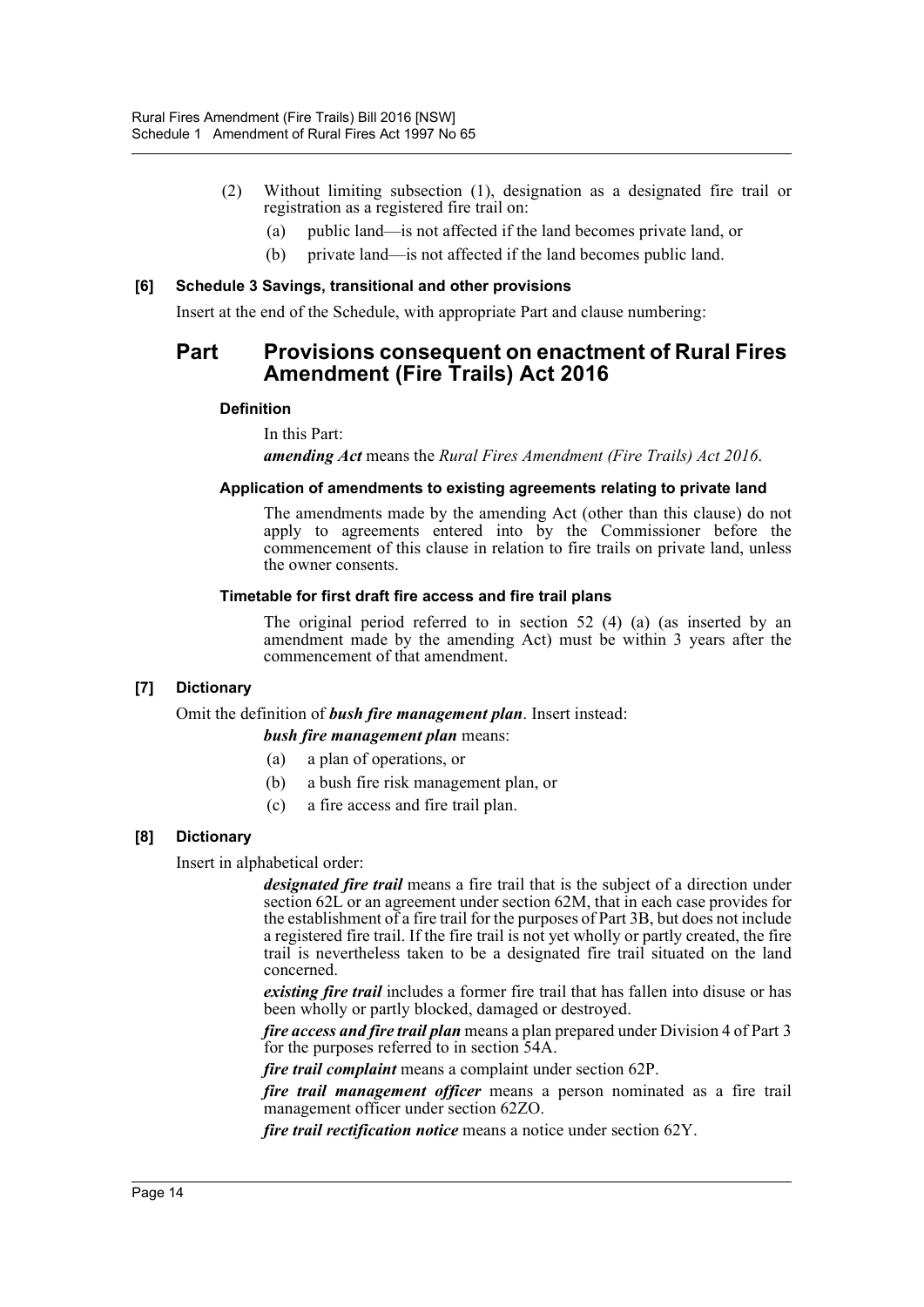(2) Without limiting subsection (1), designation as a designated fire trail or registration as a registered fire trail on:

(a) public land—is not affected if the land becomes private land, or

(b) private land—is not affected if the land becomes public land.

**[6] Schedule 3 Savings, transitional and other provisions**

Insert at the end of the Schedule, with appropriate Part and clause numbering:

## Part Provisions consequent on enactment of Rural Fires Amendment (Fire Trails) Act 2016

**Definition**

In this Part:

***amending Act*** means the *Rural Fires Amendment (Fire Trails) Act 2016*.

**Application of amendments to existing agreements relating to private land**

The amendments made by the amending Act (other than this clause) do not apply to agreements entered into by the Commissioner before the commencement of this clause in relation to fire trails on private land, unless the owner consents.

**Timetable for first draft fire access and fire trail plans**

The original period referred to in section 52 (4) (a) (as inserted by an amendment made by the amending Act) must be within 3 years after the commencement of that amendment.

**[7] Dictionary**

Omit the definition of ***bush fire management plan***. Insert instead:

***bush fire management plan*** means:

(a) a plan of operations, or

(b) a bush fire risk management plan, or

(c) a fire access and fire trail plan.

**[8] Dictionary**

Insert in alphabetical order:

***designated fire trail*** means a fire trail that is the subject of a direction under section 62L or an agreement under section 62M, that in each case provides for the establishment of a fire trail for the purposes of Part 3B, but does not include a registered fire trail. If the fire trail is not yet wholly or partly created, the fire trail is nevertheless taken to be a designated fire trail situated on the land concerned.

***existing fire trail*** includes a former fire trail that has fallen into disuse or has been wholly or partly blocked, damaged or destroyed.

***fire access and fire trail plan*** means a plan prepared under Division 4 of Part 3 for the purposes referred to in section 54A.

***fire trail complaint*** means a complaint under section 62P.

***fire trail management officer*** means a person nominated as a fire trail management officer under section 62ZO.

***fire trail rectification notice*** means a notice under section 62Y.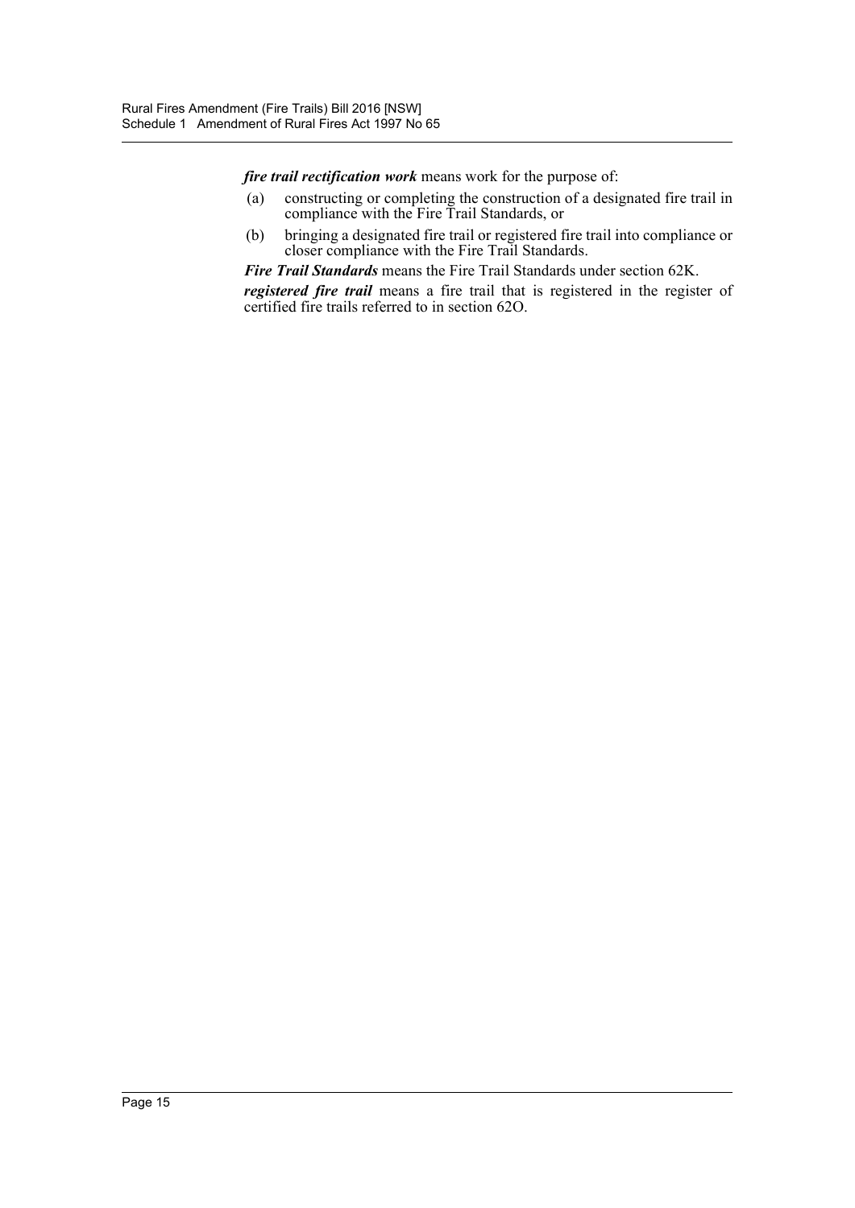***fire trail rectification work*** means work for the purpose of:

(a) constructing or completing the construction of a designated fire trail in compliance with the Fire Trail Standards, or

(b) bringing a designated fire trail or registered fire trail into compliance or closer compliance with the Fire Trail Standards.

***Fire Trail Standards*** means the Fire Trail Standards under section 62K.

***registered fire trail*** means a fire trail that is registered in the register of certified fire trails referred to in section 62O.